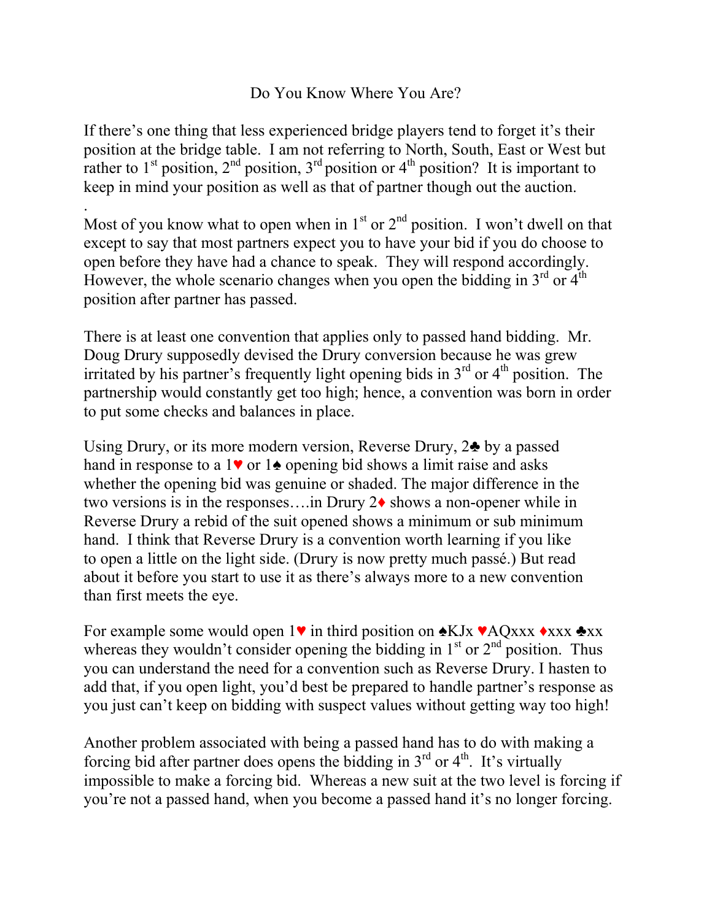# Do You Know Where You Are?

If there's one thing that less experienced bridge players tend to forget it's their position at the bridge table. I am not referring to North, South, East or West but rather to 1st position, 2nd position, 3rd position or 4th position? It is important to keep in mind your position as well as that of partner though out the auction.

.

Most of you know what to open when in 1st or 2nd position. I won't dwell on that except to say that most partners expect you to have your bid if you do choose to open before they have had a chance to speak. They will respond accordingly. However, the whole scenario changes when you open the bidding in 3rd or 4th position after partner has passed.

There is at least one convention that applies only to passed hand bidding. Mr. Doug Drury supposedly devised the Drury conversion because he was grew irritated by his partner's frequently light opening bids in 3rd or 4th position. The partnership would constantly get too high; hence, a convention was born in order to put some checks and balances in place.

Using Drury, or its more modern version, Reverse Drury, 2♣ by a passed hand in response to a 1♥ or 1♠ opening bid shows a limit raise and asks whether the opening bid was genuine or shaded. The major difference in the two versions is in the responses….in Drury 2♦ shows a non-opener while in Reverse Drury a rebid of the suit opened shows a minimum or sub minimum hand. I think that Reverse Drury is a convention worth learning if you like to open a little on the light side. (Drury is now pretty much passé.) But read about it before you start to use it as there's always more to a new convention than first meets the eye.

For example some would open 1♥ in third position on ♠KJx ♥AQxxx ♦xxx ♣xx whereas they wouldn't consider opening the bidding in 1st or 2nd position. Thus you can understand the need for a convention such as Reverse Drury. I hasten to add that, if you open light, you'd best be prepared to handle partner's response as you just can't keep on bidding with suspect values without getting way too high!

Another problem associated with being a passed hand has to do with making a forcing bid after partner does opens the bidding in 3rd or 4th. It's virtually impossible to make a forcing bid. Whereas a new suit at the two level is forcing if you're not a passed hand, when you become a passed hand it's no longer forcing.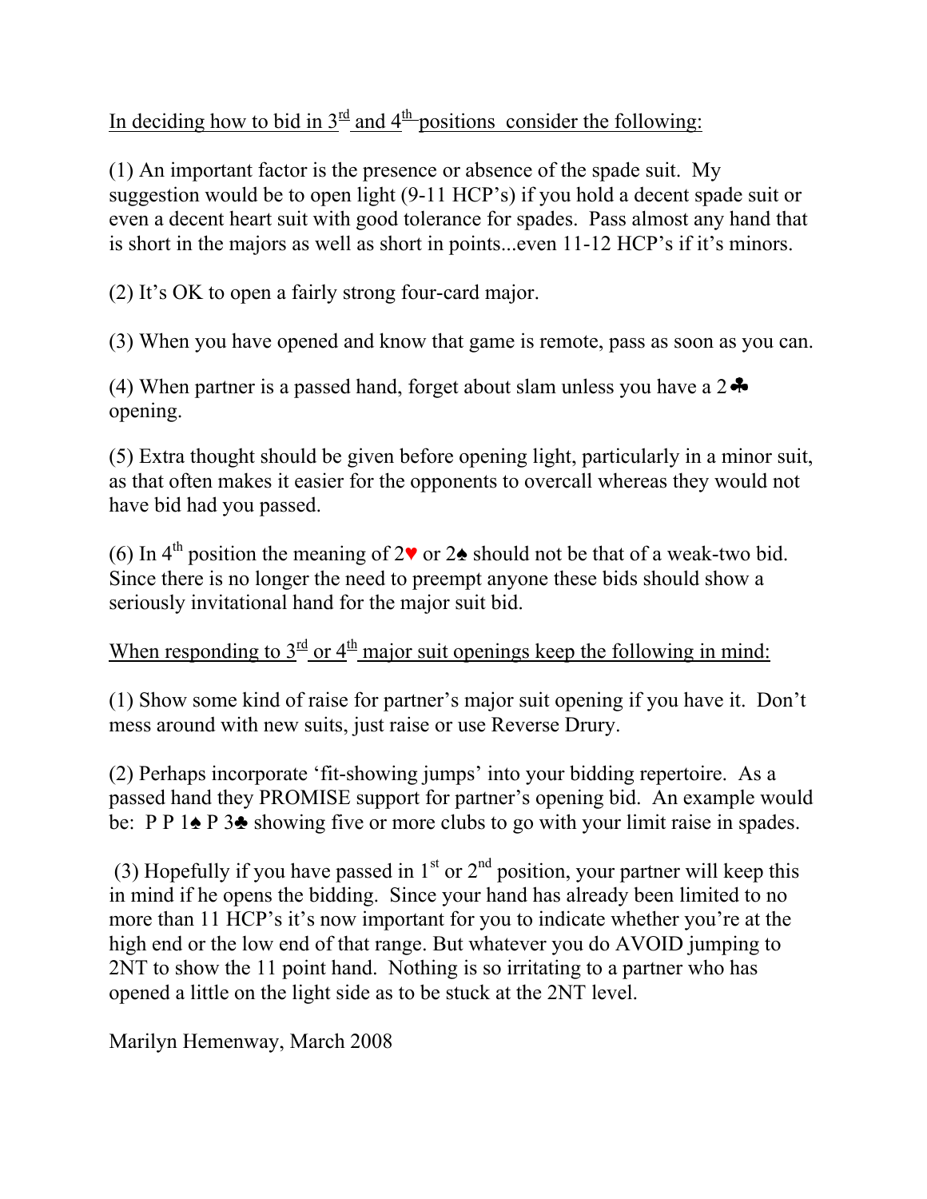In deciding how to bid in 3rd and 4th positions consider the following:

(1) An important factor is the presence or absence of the spade suit. My suggestion would be to open light (9-11 HCP's) if you hold a decent spade suit or even a decent heart suit with good tolerance for spades. Pass almost any hand that is short in the majors as well as short in points...even 11-12 HCP's if it's minors.

(2) It's OK to open a fairly strong four-card major.

(3) When you have opened and know that game is remote, pass as soon as you can.

(4) When partner is a passed hand, forget about slam unless you have a 2♣ opening.

(5) Extra thought should be given before opening light, particularly in a minor suit, as that often makes it easier for the opponents to overcall whereas they would not have bid had you passed.

(6) In 4th position the meaning of 2♥ or 2♠ should not be that of a weak-two bid. Since there is no longer the need to preempt anyone these bids should show a seriously invitational hand for the major suit bid.

When responding to 3rd or 4th major suit openings keep the following in mind:

(1) Show some kind of raise for partner's major suit opening if you have it. Don't mess around with new suits, just raise or use Reverse Drury.

(2) Perhaps incorporate 'fit-showing jumps' into your bidding repertoire. As a passed hand they PROMISE support for partner's opening bid. An example would be: P P 1♠ P 3♣ showing five or more clubs to go with your limit raise in spades.

(3) Hopefully if you have passed in 1st or 2nd position, your partner will keep this in mind if he opens the bidding. Since your hand has already been limited to no more than 11 HCP's it's now important for you to indicate whether you're at the high end or the low end of that range. But whatever you do AVOID jumping to 2NT to show the 11 point hand. Nothing is so irritating to a partner who has opened a little on the light side as to be stuck at the 2NT level.

Marilyn Hemenway, March 2008